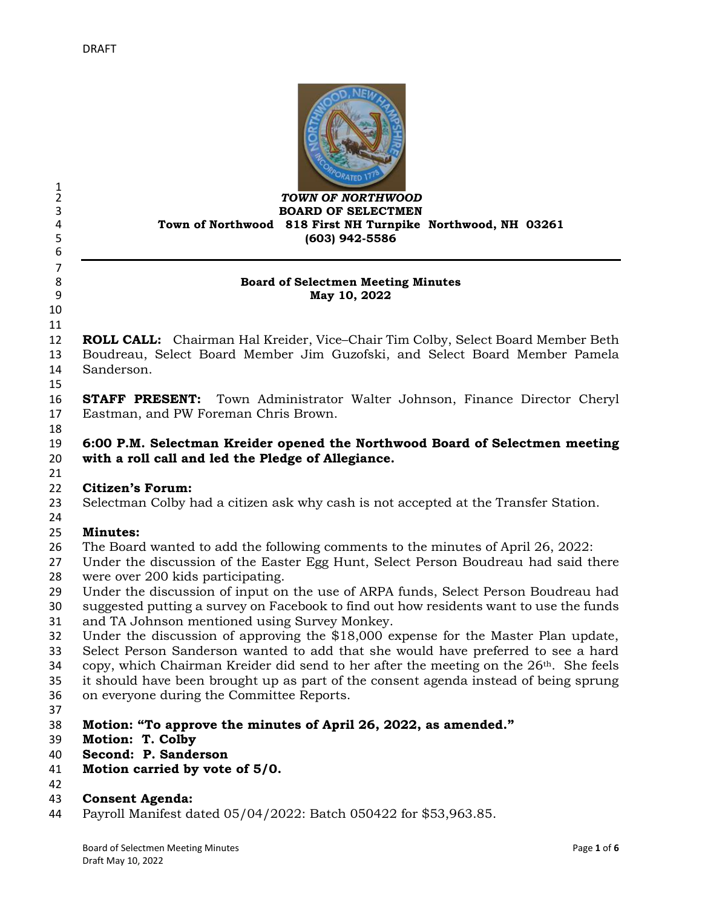DRAFT

***TOWN OF NORTHWOOD***
**BOARD OF SELECTMEN**
**Town of Northwood 818 First NH Turnpike Northwood, NH 03261**
**(603) 942-5586**

---

**Board of Selectmen Meeting Minutes**
**May 10, 2022**

**ROLL CALL:** Chairman Hal Kreider, Vice–Chair Tim Colby, Select Board Member Beth Boudreau, Select Board Member Jim Guzofski, and Select Board Member Pamela Sanderson.

**STAFF PRESENT:** Town Administrator Walter Johnson, Finance Director Cheryl Eastman, and PW Foreman Chris Brown.

**6:00 P.M. Selectman Kreider opened the Northwood Board of Selectmen meeting with a roll call and led the Pledge of Allegiance.**

**Citizen's Forum:**
Selectman Colby had a citizen ask why cash is not accepted at the Transfer Station.

**Minutes:**
The Board wanted to add the following comments to the minutes of April 26, 2022:
Under the discussion of the Easter Egg Hunt, Select Person Boudreau had said there were over 200 kids participating.
Under the discussion of input on the use of ARPA funds, Select Person Boudreau had suggested putting a survey on Facebook to find out how residents want to use the funds and TA Johnson mentioned using Survey Monkey.
Under the discussion of approving the $18,000 expense for the Master Plan update, Select Person Sanderson wanted to add that she would have preferred to see a hard copy, which Chairman Kreider did send to her after the meeting on the 26th. She feels it should have been brought up as part of the consent agenda instead of being sprung on everyone during the Committee Reports.

**Motion: "To approve the minutes of April 26, 2022, as amended."**
**Motion: T. Colby**
**Second: P. Sanderson**
**Motion carried by vote of 5/0.**

**Consent Agenda:**
Payroll Manifest dated 05/04/2022: Batch 050422 for $53,963.85.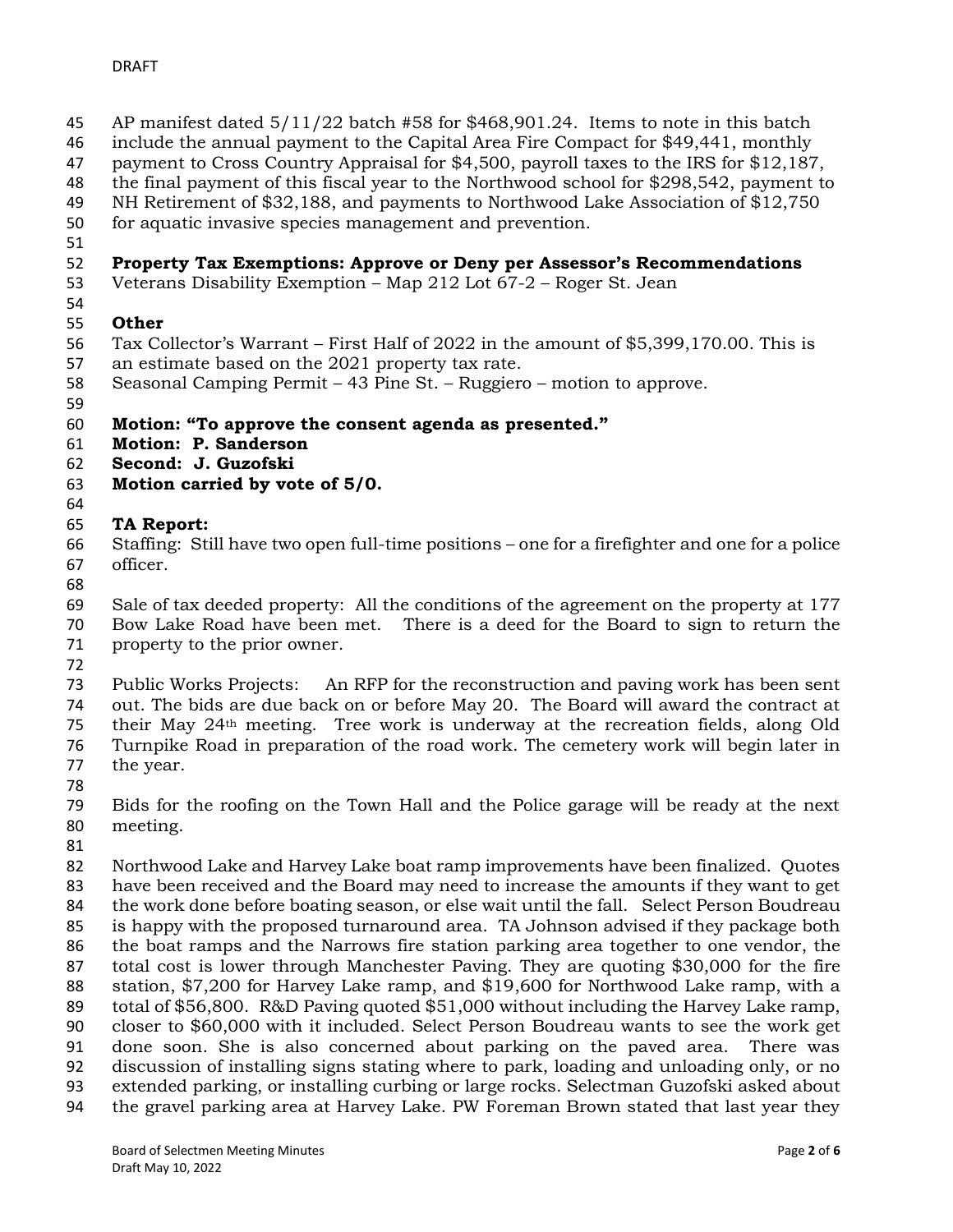AP manifest dated 5/11/22 batch #58 for $468,901.24. Items to note in this batch include the annual payment to the Capital Area Fire Compact for $49,441, monthly payment to Cross Country Appraisal for $4,500, payroll taxes to the IRS for $12,187, the final payment of this fiscal year to the Northwood school for $298,542, payment to NH Retirement of $32,188, and payments to Northwood Lake Association of $12,750 for aquatic invasive species management and prevention.

**Property Tax Exemptions: Approve or Deny per Assessor's Recommendations**
Veterans Disability Exemption – Map 212 Lot 67-2 – Roger St. Jean

**Other**
Tax Collector's Warrant – First Half of 2022 in the amount of $5,399,170.00. This is an estimate based on the 2021 property tax rate.
Seasonal Camping Permit – 43 Pine St. – Ruggiero – motion to approve.

**Motion: "To approve the consent agenda as presented."**
**Motion: P. Sanderson**
**Second: J. Guzofski**
**Motion carried by vote of 5/0.**

**TA Report:**
Staffing: Still have two open full-time positions – one for a firefighter and one for a police officer.

Sale of tax deeded property: All the conditions of the agreement on the property at 177 Bow Lake Road have been met. There is a deed for the Board to sign to return the property to the prior owner.

Public Works Projects: An RFP for the reconstruction and paving work has been sent out. The bids are due back on or before May 20. The Board will award the contract at their May 24th meeting. Tree work is underway at the recreation fields, along Old Turnpike Road in preparation of the road work. The cemetery work will begin later in the year.

Bids for the roofing on the Town Hall and the Police garage will be ready at the next meeting.

Northwood Lake and Harvey Lake boat ramp improvements have been finalized. Quotes have been received and the Board may need to increase the amounts if they want to get the work done before boating season, or else wait until the fall. Select Person Boudreau is happy with the proposed turnaround area. TA Johnson advised if they package both the boat ramps and the Narrows fire station parking area together to one vendor, the total cost is lower through Manchester Paving. They are quoting $30,000 for the fire station, $7,200 for Harvey Lake ramp, and $19,600 for Northwood Lake ramp, with a total of $56,800. R&D Paving quoted $51,000 without including the Harvey Lake ramp, closer to $60,000 with it included. Select Person Boudreau wants to see the work get done soon. She is also concerned about parking on the paved area. There was discussion of installing signs stating where to park, loading and unloading only, or no extended parking, or installing curbing or large rocks. Selectman Guzofski asked about the gravel parking area at Harvey Lake. PW Foreman Brown stated that last year they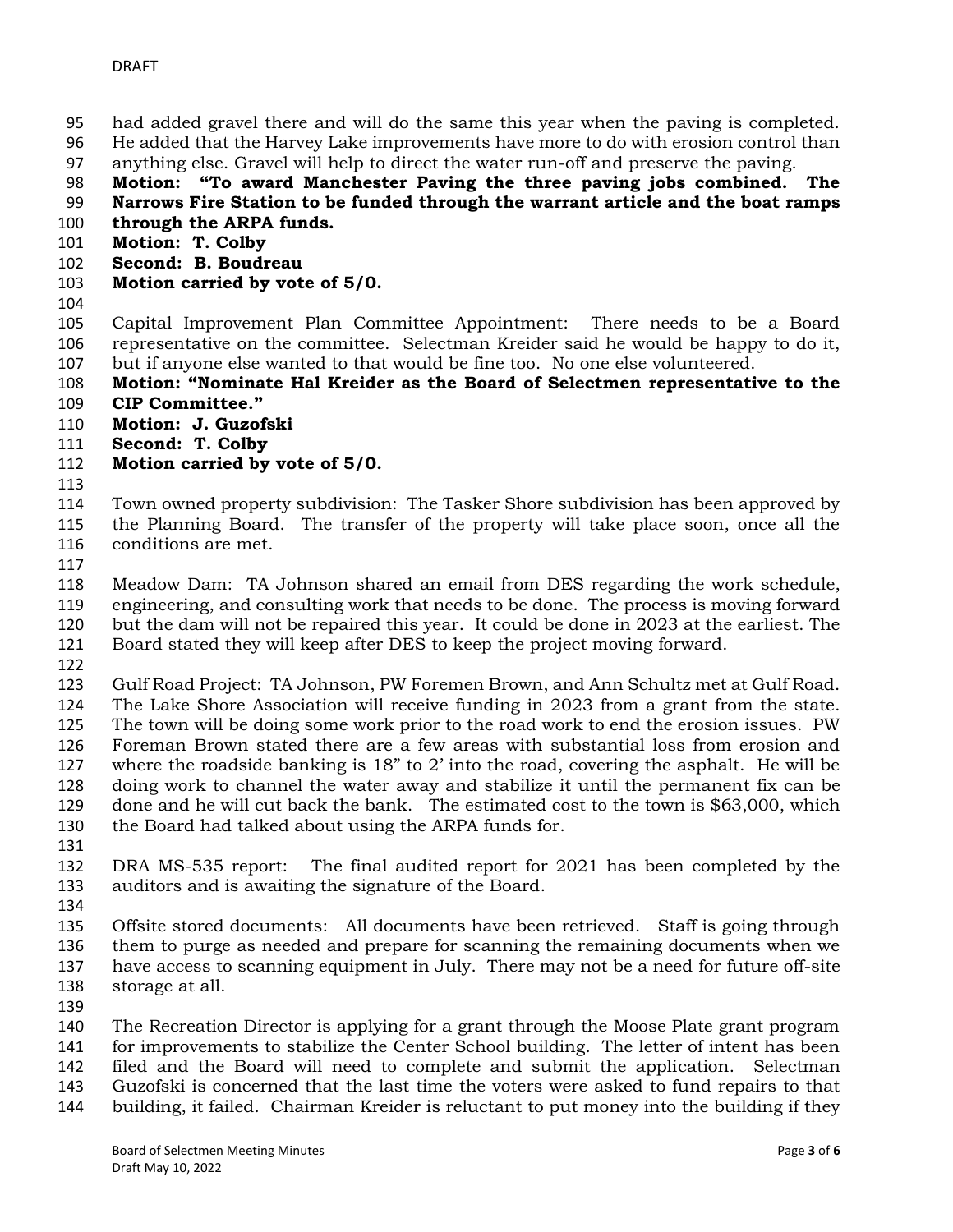had added gravel there and will do the same this year when the paving is completed. He added that the Harvey Lake improvements have more to do with erosion control than anything else. Gravel will help to direct the water run-off and preserve the paving.

**Motion: "To award Manchester Paving the three paving jobs combined. The Narrows Fire Station to be funded through the warrant article and the boat ramps through the ARPA funds.**
**Motion: T. Colby**
**Second: B. Boudreau**
**Motion carried by vote of 5/0.**

Capital Improvement Plan Committee Appointment: There needs to be a Board representative on the committee. Selectman Kreider said he would be happy to do it, but if anyone else wanted to that would be fine too. No one else volunteered.

**Motion: "Nominate Hal Kreider as the Board of Selectmen representative to the CIP Committee."**
**Motion: J. Guzofski**
**Second: T. Colby**
**Motion carried by vote of 5/0.**

Town owned property subdivision: The Tasker Shore subdivision has been approved by the Planning Board. The transfer of the property will take place soon, once all the conditions are met.

Meadow Dam: TA Johnson shared an email from DES regarding the work schedule, engineering, and consulting work that needs to be done. The process is moving forward but the dam will not be repaired this year. It could be done in 2023 at the earliest. The Board stated they will keep after DES to keep the project moving forward.

Gulf Road Project: TA Johnson, PW Foremen Brown, and Ann Schultz met at Gulf Road. The Lake Shore Association will receive funding in 2023 from a grant from the state. The town will be doing some work prior to the road work to end the erosion issues. PW Foreman Brown stated there are a few areas with substantial loss from erosion and where the roadside banking is 18" to 2' into the road, covering the asphalt. He will be doing work to channel the water away and stabilize it until the permanent fix can be done and he will cut back the bank. The estimated cost to the town is $63,000, which the Board had talked about using the ARPA funds for.

DRA MS-535 report: The final audited report for 2021 has been completed by the auditors and is awaiting the signature of the Board.

Offsite stored documents: All documents have been retrieved. Staff is going through them to purge as needed and prepare for scanning the remaining documents when we have access to scanning equipment in July. There may not be a need for future off-site storage at all.

The Recreation Director is applying for a grant through the Moose Plate grant program for improvements to stabilize the Center School building. The letter of intent has been filed and the Board will need to complete and submit the application. Selectman Guzofski is concerned that the last time the voters were asked to fund repairs to that building, it failed. Chairman Kreider is reluctant to put money into the building if they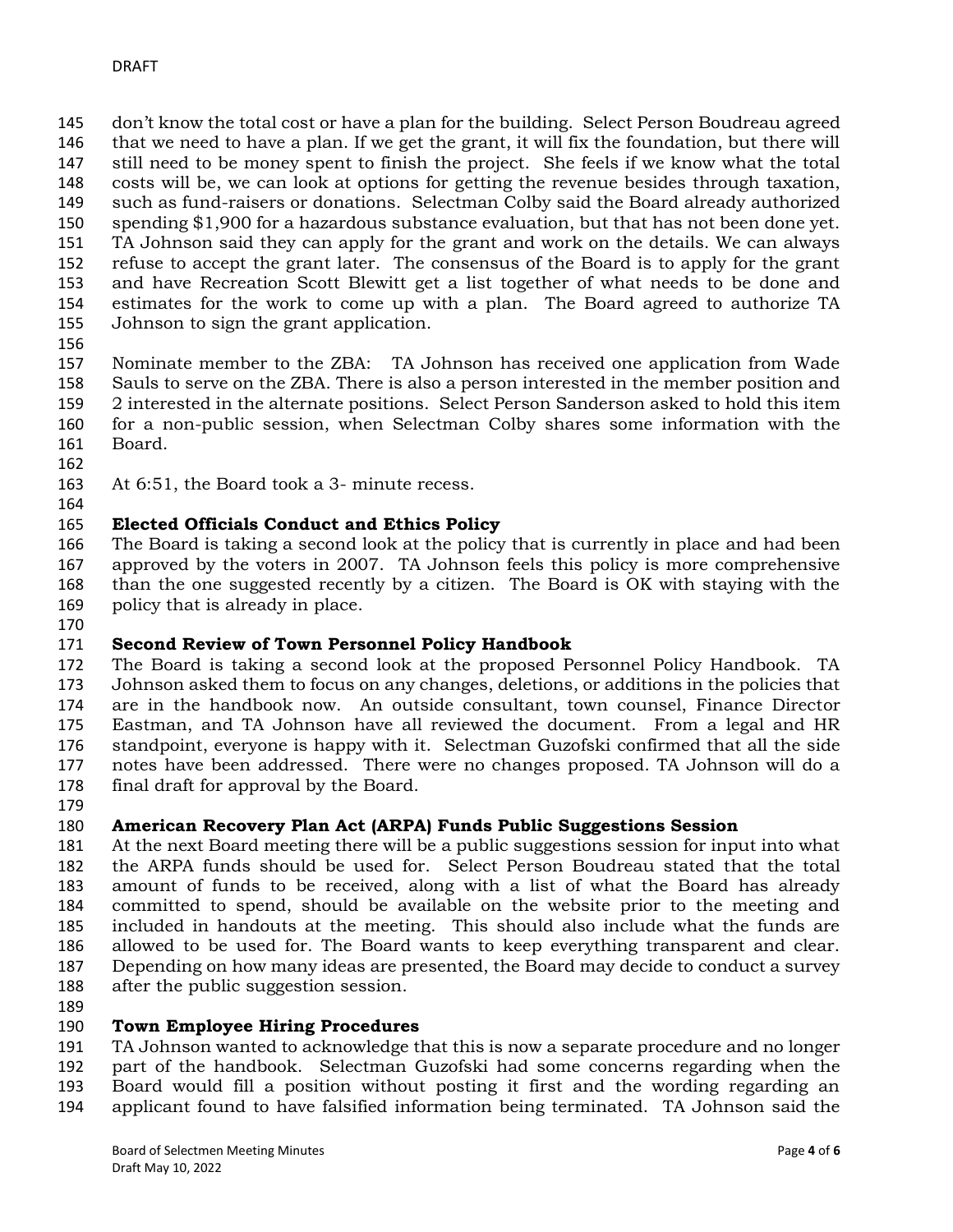don't know the total cost or have a plan for the building. Select Person Boudreau agreed that we need to have a plan. If we get the grant, it will fix the foundation, but there will still need to be money spent to finish the project. She feels if we know what the total costs will be, we can look at options for getting the revenue besides through taxation, such as fund-raisers or donations. Selectman Colby said the Board already authorized spending $1,900 for a hazardous substance evaluation, but that has not been done yet. TA Johnson said they can apply for the grant and work on the details. We can always refuse to accept the grant later. The consensus of the Board is to apply for the grant and have Recreation Scott Blewitt get a list together of what needs to be done and estimates for the work to come up with a plan. The Board agreed to authorize TA Johnson to sign the grant application.

Nominate member to the ZBA: TA Johnson has received one application from Wade Sauls to serve on the ZBA. There is also a person interested in the member position and 2 interested in the alternate positions. Select Person Sanderson asked to hold this item for a non-public session, when Selectman Colby shares some information with the Board.

At 6:51, the Board took a 3- minute recess.

**Elected Officials Conduct and Ethics Policy**

The Board is taking a second look at the policy that is currently in place and had been approved by the voters in 2007. TA Johnson feels this policy is more comprehensive than the one suggested recently by a citizen. The Board is OK with staying with the policy that is already in place.

**Second Review of Town Personnel Policy Handbook**

The Board is taking a second look at the proposed Personnel Policy Handbook. TA Johnson asked them to focus on any changes, deletions, or additions in the policies that are in the handbook now. An outside consultant, town counsel, Finance Director Eastman, and TA Johnson have all reviewed the document. From a legal and HR standpoint, everyone is happy with it. Selectman Guzofski confirmed that all the side notes have been addressed. There were no changes proposed. TA Johnson will do a final draft for approval by the Board.

**American Recovery Plan Act (ARPA) Funds Public Suggestions Session**

At the next Board meeting there will be a public suggestions session for input into what the ARPA funds should be used for. Select Person Boudreau stated that the total amount of funds to be received, along with a list of what the Board has already committed to spend, should be available on the website prior to the meeting and included in handouts at the meeting. This should also include what the funds are allowed to be used for. The Board wants to keep everything transparent and clear. Depending on how many ideas are presented, the Board may decide to conduct a survey after the public suggestion session.

**Town Employee Hiring Procedures**

TA Johnson wanted to acknowledge that this is now a separate procedure and no longer part of the handbook. Selectman Guzofski had some concerns regarding when the Board would fill a position without posting it first and the wording regarding an applicant found to have falsified information being terminated. TA Johnson said the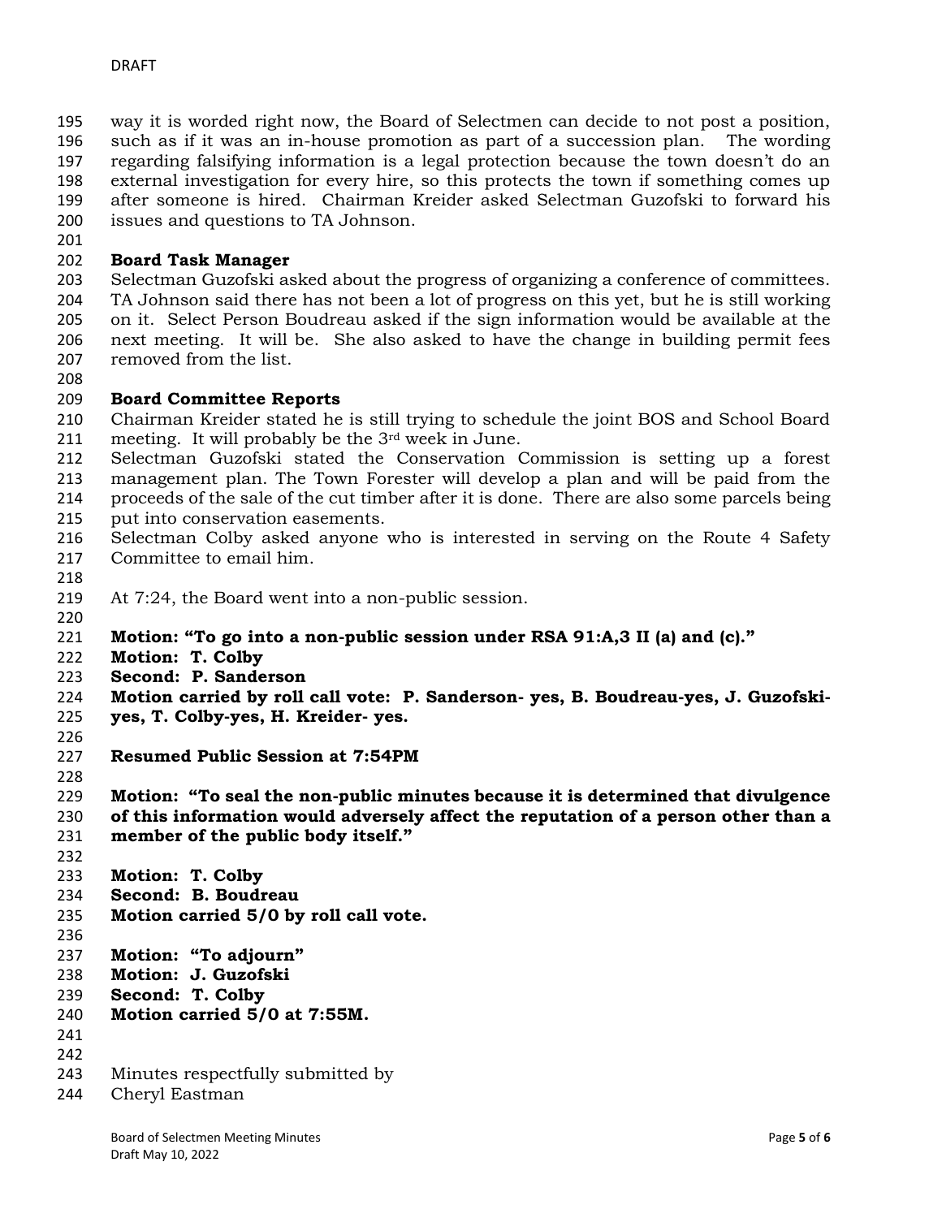way it is worded right now, the Board of Selectmen can decide to not post a position, such as if it was an in-house promotion as part of a succession plan. The wording regarding falsifying information is a legal protection because the town doesn't do an external investigation for every hire, so this protects the town if something comes up after someone is hired. Chairman Kreider asked Selectman Guzofski to forward his issues and questions to TA Johnson.

**Board Task Manager**

Selectman Guzofski asked about the progress of organizing a conference of committees. TA Johnson said there has not been a lot of progress on this yet, but he is still working on it. Select Person Boudreau asked if the sign information would be available at the next meeting. It will be. She also asked to have the change in building permit fees removed from the list.

**Board Committee Reports**

Chairman Kreider stated he is still trying to schedule the joint BOS and School Board meeting. It will probably be the 3rd week in June.

Selectman Guzofski stated the Conservation Commission is setting up a forest management plan. The Town Forester will develop a plan and will be paid from the proceeds of the sale of the cut timber after it is done. There are also some parcels being put into conservation easements.

Selectman Colby asked anyone who is interested in serving on the Route 4 Safety Committee to email him.

At 7:24, the Board went into a non-public session.

**Motion: "To go into a non-public session under RSA 91:A,3 II (a) and (c)."**
**Motion: T. Colby**
**Second: P. Sanderson**
**Motion carried by roll call vote: P. Sanderson- yes, B. Boudreau-yes, J. Guzofski-yes, T. Colby-yes, H. Kreider- yes.**

**Resumed Public Session at 7:54PM**

**Motion: "To seal the non-public minutes because it is determined that divulgence of this information would adversely affect the reputation of a person other than a member of the public body itself."**

**Motion: T. Colby**
**Second: B. Boudreau**
**Motion carried 5/0 by roll call vote.**

**Motion: "To adjourn"**
**Motion: J. Guzofski**
**Second: T. Colby**
**Motion carried 5/0 at 7:55M.**

Minutes respectfully submitted by
Cheryl Eastman